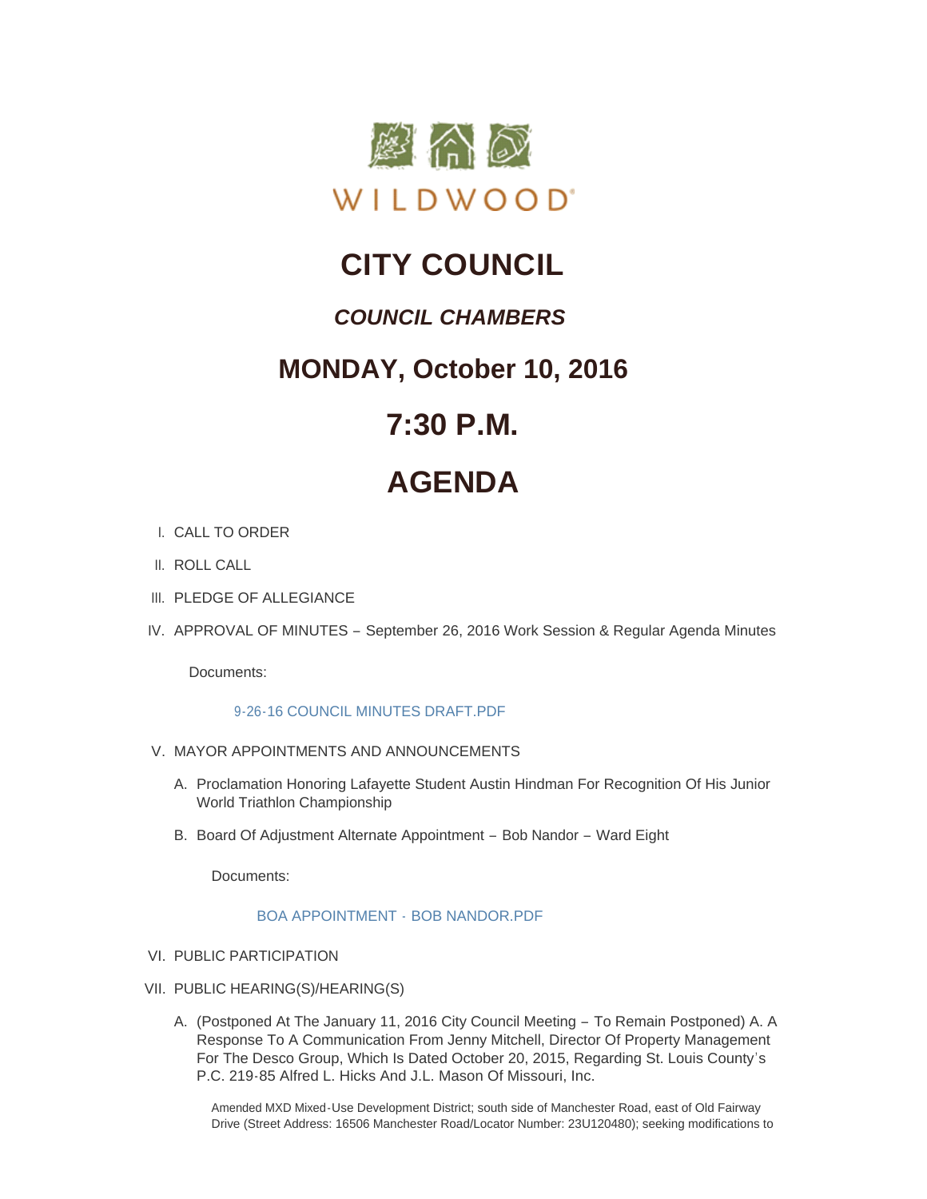WILDWOOD

# CITY COUNCIL

## *COUNCIL CHAMBERS*

## MONDAY, October 10, 2016

## 7:30 P.M.

## AGENDA

I. CALL TO ORDER

II. ROLL CALL

III. PLEDGE OF ALLEGIANCE

IV. APPROVAL OF MINUTES – September 26, 2016 Work Session & Regular Agenda Minutes

Documents:

9-26-16 COUNCIL MINUTES DRAFT.PDF

V. MAYOR APPOINTMENTS AND ANNOUNCEMENTS

A. Proclamation Honoring Lafayette Student Austin Hindman For Recognition Of His Junior World Triathlon Championship

B. Board Of Adjustment Alternate Appointment – Bob Nandor – Ward Eight

Documents:

BOA APPOINTMENT - BOB NANDOR.PDF

VI. PUBLIC PARTICIPATION

VII. PUBLIC HEARING(S)/HEARING(S)

A. (Postponed At The January 11, 2016 City Council Meeting – To Remain Postponed) A. A Response To A Communication From Jenny Mitchell, Director Of Property Management For The Desco Group, Which Is Dated October 20, 2015, Regarding St. Louis County's P.C. 219-85 Alfred L. Hicks And J.L. Mason Of Missouri, Inc.

Amended MXD Mixed-Use Development District; south side of Manchester Road, east of Old Fairway Drive (Street Address: 16506 Manchester Road/Locator Number: 23U120480); seeking modifications to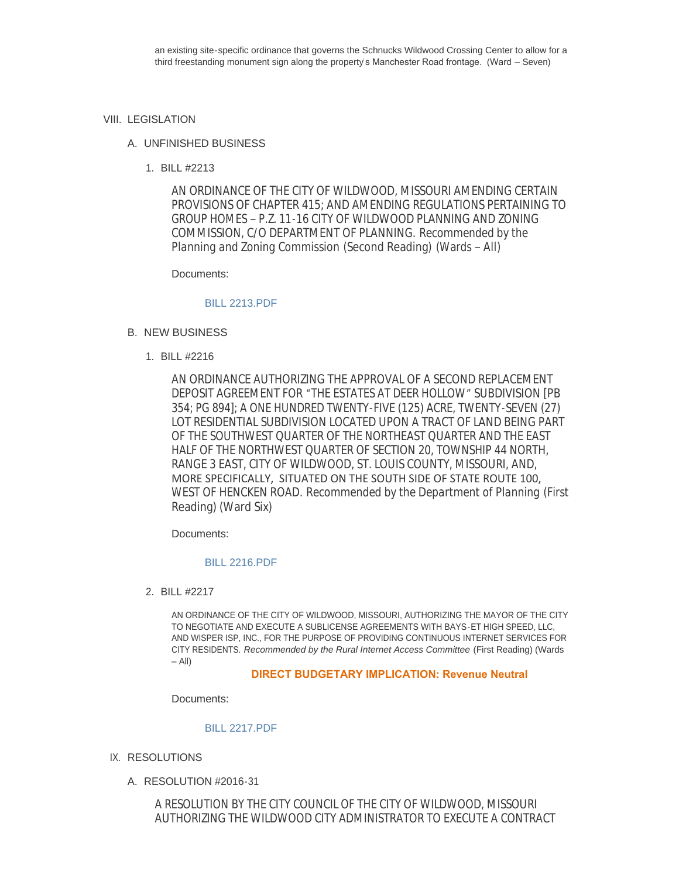an existing site-specific ordinance that governs the Schnucks Wildwood Crossing Center to allow for a third freestanding monument sign along the property's Manchester Road frontage. (Ward – Seven)

VIII. LEGISLATION

A. UNFINISHED BUSINESS

1. BILL #2213

AN ORDINANCE OF THE CITY OF WILDWOOD, MISSOURI AMENDING CERTAIN PROVISIONS OF CHAPTER 415; AND AMENDING REGULATIONS PERTAINING TO GROUP HOMES – P.Z. 11-16 CITY OF WILDWOOD PLANNING AND ZONING COMMISSION, C/O DEPARTMENT OF PLANNING. Recommended by the Planning and Zoning Commission (Second Reading) (Wards – All)

Documents:

BILL 2213.PDF

B. NEW BUSINESS

1. BILL #2216

AN ORDINANCE AUTHORIZING THE APPROVAL OF A SECOND REPLACEMENT DEPOSIT AGREEMENT FOR "THE ESTATES AT DEER HOLLOW" SUBDIVISION [PB 354; PG 894]; A ONE HUNDRED TWENTY-FIVE (125) ACRE, TWENTY-SEVEN (27) LOT RESIDENTIAL SUBDIVISION LOCATED UPON A TRACT OF LAND BEING PART OF THE SOUTHWEST QUARTER OF THE NORTHEAST QUARTER AND THE EAST HALF OF THE NORTHWEST QUARTER OF SECTION 20, TOWNSHIP 44 NORTH, RANGE 3 EAST, CITY OF WILDWOOD, ST. LOUIS COUNTY, MISSOURI, AND, MORE SPECIFICALLY, SITUATED ON THE SOUTH SIDE OF STATE ROUTE 100, WEST OF HENCKEN ROAD. Recommended by the Department of Planning (First Reading) (Ward Six)

Documents:

BILL 2216.PDF

2. BILL #2217

AN ORDINANCE OF THE CITY OF WILDWOOD, MISSOURI, AUTHORIZING THE MAYOR OF THE CITY TO NEGOTIATE AND EXECUTE A SUBLICENSE AGREEMENTS WITH BAYS-ET HIGH SPEED, LLC, AND WISPER ISP, INC., FOR THE PURPOSE OF PROVIDING CONTINUOUS INTERNET SERVICES FOR CITY RESIDENTS. *Recommended by the Rural Internet Access Committee* (First Reading) (Wards – All)

**DIRECT BUDGETARY IMPLICATION: Revenue Neutral**

Documents:

BILL 2217.PDF

IX. RESOLUTIONS

A. RESOLUTION #2016-31

A RESOLUTION BY THE CITY COUNCIL OF THE CITY OF WILDWOOD, MISSOURI AUTHORIZING THE WILDWOOD CITY ADMINISTRATOR TO EXECUTE A CONTRACT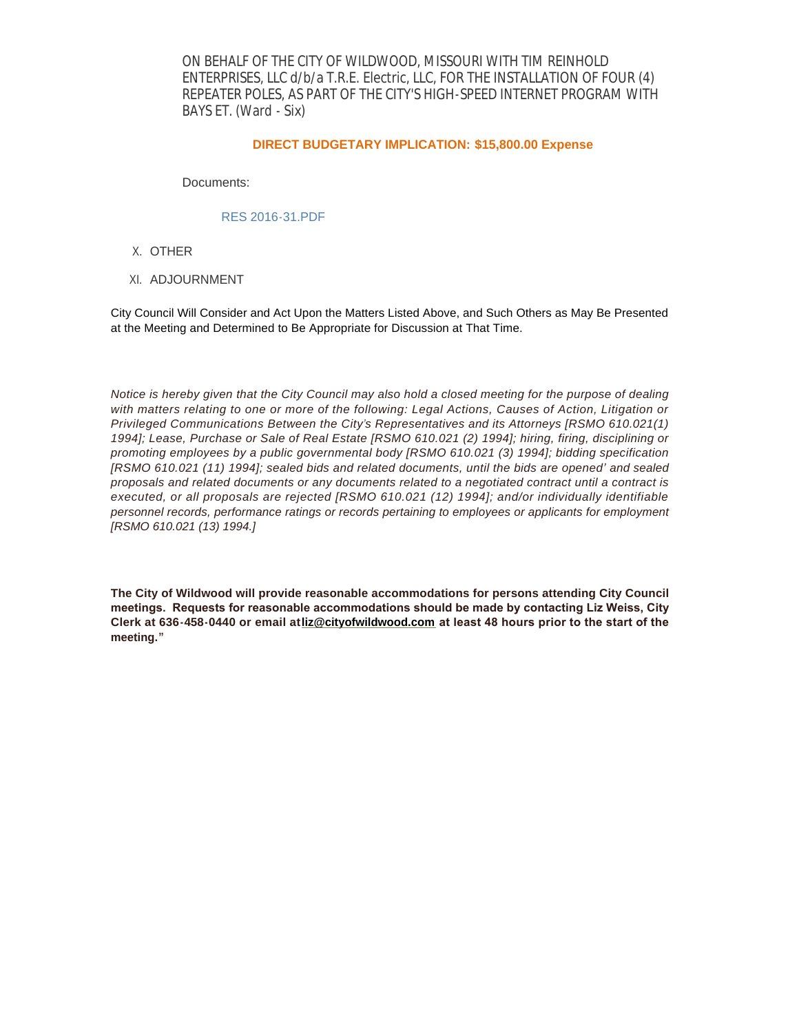ON BEHALF OF THE CITY OF WILDWOOD, MISSOURI WITH TIM REINHOLD ENTERPRISES, LLC d/b/a T.R.E. Electric, LLC, FOR THE INSTALLATION OF FOUR (4) REPEATER POLES, AS PART OF THE CITY'S HIGH-SPEED INTERNET PROGRAM WITH BAYS ET. (Ward - Six)

**DIRECT BUDGETARY IMPLICATION: $15,800.00 Expense**

Documents:

RES 2016-31.PDF

X. OTHER

XI. ADJOURNMENT

City Council Will Consider and Act Upon the Matters Listed Above, and Such Others as May Be Presented at the Meeting and Determined to Be Appropriate for Discussion at That Time.

*Notice is hereby given that the City Council may also hold a closed meeting for the purpose of dealing with matters relating to one or more of the following: Legal Actions, Causes of Action, Litigation or Privileged Communications Between the City's Representatives and its Attorneys [RSMO 610.021(1) 1994]; Lease, Purchase or Sale of Real Estate [RSMO 610.021 (2) 1994]; hiring, firing, disciplining or promoting employees by a public governmental body [RSMO 610.021 (3) 1994]; bidding specification [RSMO 610.021 (11) 1994]; sealed bids and related documents, until the bids are opened' and sealed proposals and related documents or any documents related to a negotiated contract until a contract is executed, or all proposals are rejected [RSMO 610.021 (12) 1994]; and/or individually identifiable personnel records, performance ratings or records pertaining to employees or applicants for employment [RSMO 610.021 (13) 1994.]*

**The City of Wildwood will provide reasonable accommodations for persons attending City Council meetings. Requests for reasonable accommodations should be made by contacting Liz Weiss, City Clerk at 636-458-0440 or email at liz@cityofwildwood.com at least 48 hours prior to the start of the meeting."**